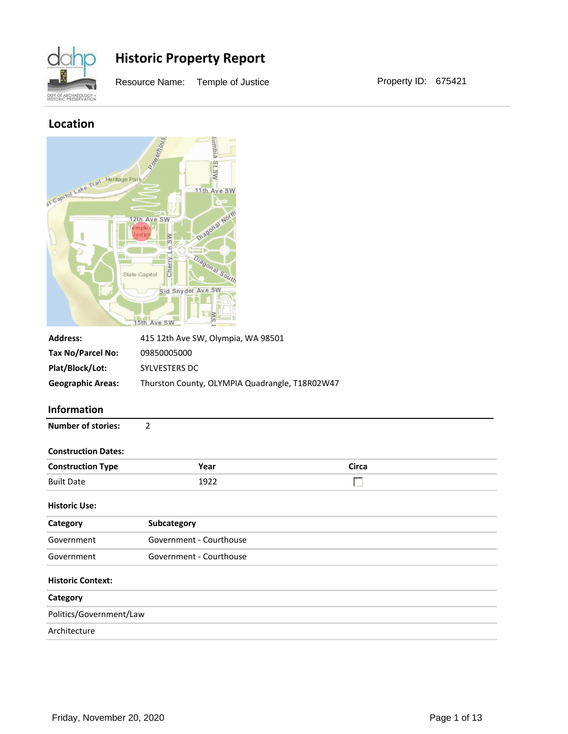# Historic Property Report

Resource Name: Temple of Justice

Property ID: 675421

## Location

| | |
|---|---|
| **Address:** | 415 12th Ave SW, Olympia, WA 98501 |
| **Tax No/Parcel No:** | 09850005000 |
| **Plat/Block/Lot:** | SYLVESTERS DC |
| **Geographic Areas:** | Thurston County, OLYMPIA Quadrangle, T18R02W47 |

## Information

**Number of stories:** 2

**Construction Dates:**

| Construction Type | Year | Circa |
|---|---|---|
| Built Date | 1922 | ☐ |

**Historic Use:**

| Category | Subcategory |
|---|---|
| Government | Government - Courthouse |
| Government | Government - Courthouse |

**Historic Context:**

| Category |
|---|
| Politics/Government/Law |
| Architecture |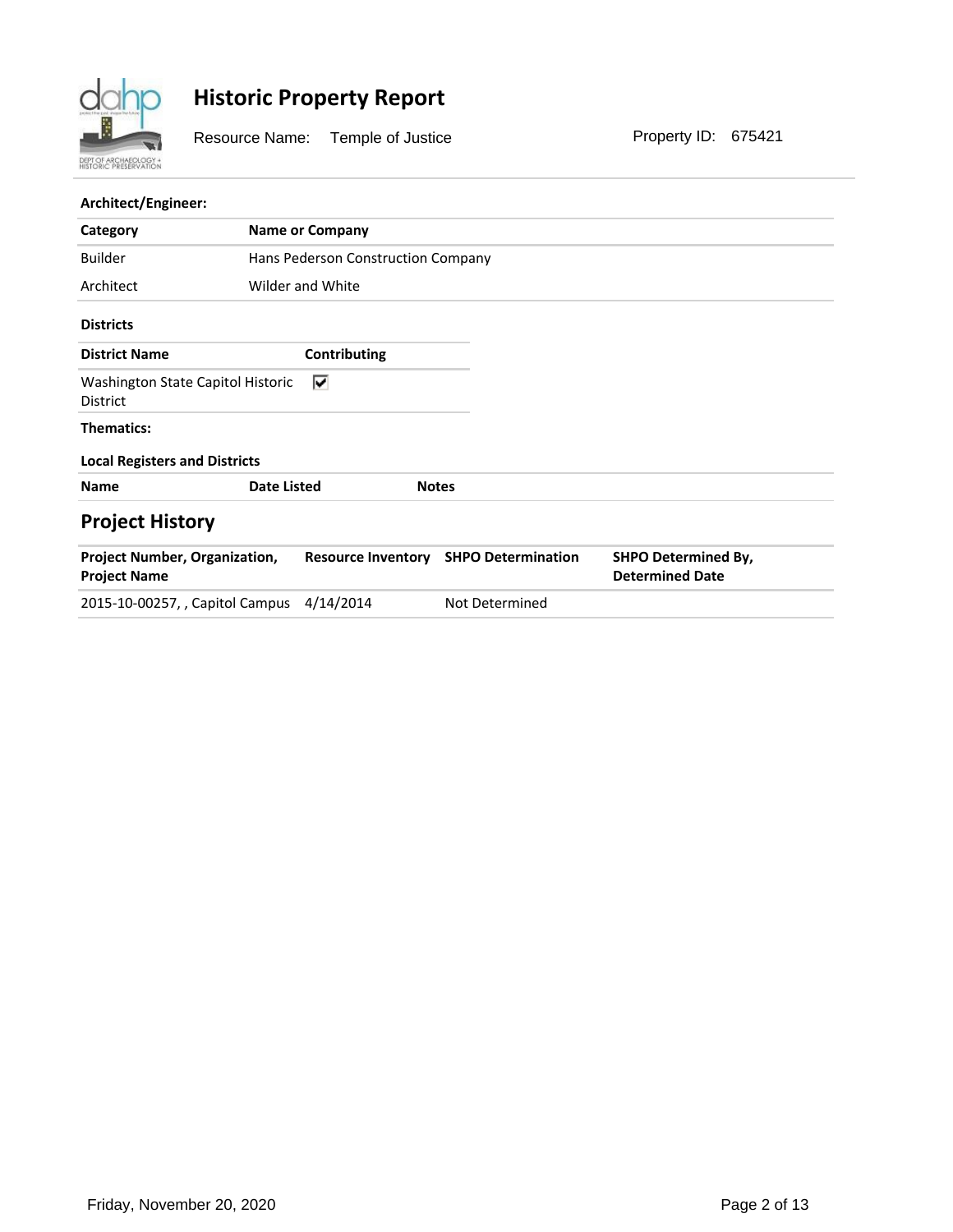# Historic Property Report

Resource Name: Temple of Justice

Property ID: 675421

**Architect/Engineer:**

| Category | Name or Company |
| --- | --- |
| Builder | Hans Pederson Construction Company |
| Architect | Wilder and White |

**Districts**

| District Name | Contributing |
| --- | --- |
| Washington State Capitol Historic District | ☑ |

**Thematics:**

**Local Registers and Districts**

| Name | Date Listed | Notes |
| --- | --- | --- |

## Project History

| Project Number, Organization, Project Name | Resource Inventory | SHPO Determination | SHPO Determined By, Determined Date |
| --- | --- | --- | --- |
| 2015-10-00257, , Capitol Campus | 4/14/2014 | Not Determined | |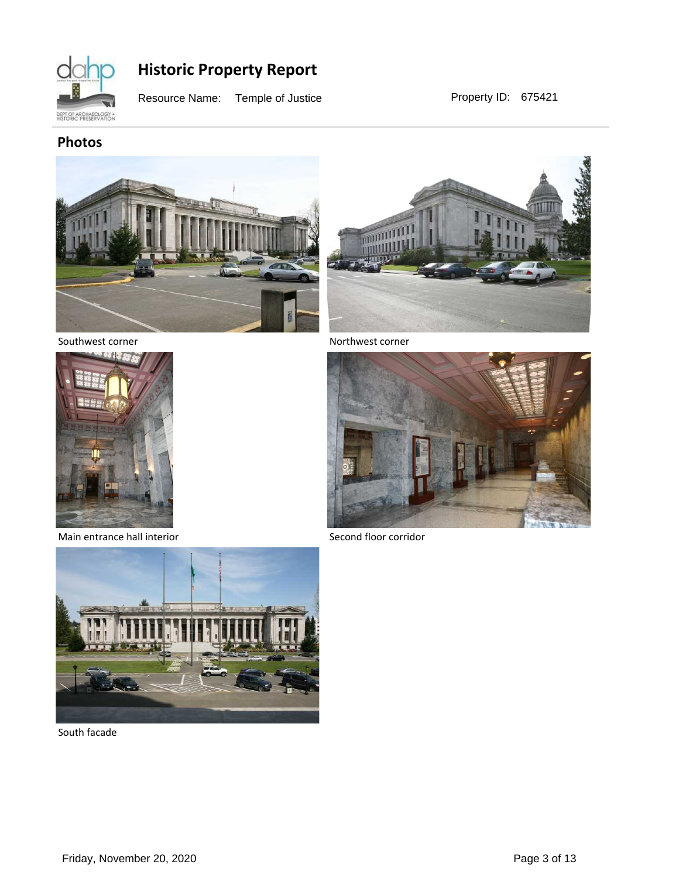# Historic Property Report

Resource Name: Temple of Justice

Property ID: 675421

## Photos

Southwest corner

Northwest corner

Main entrance hall interior

Second floor corridor

South facade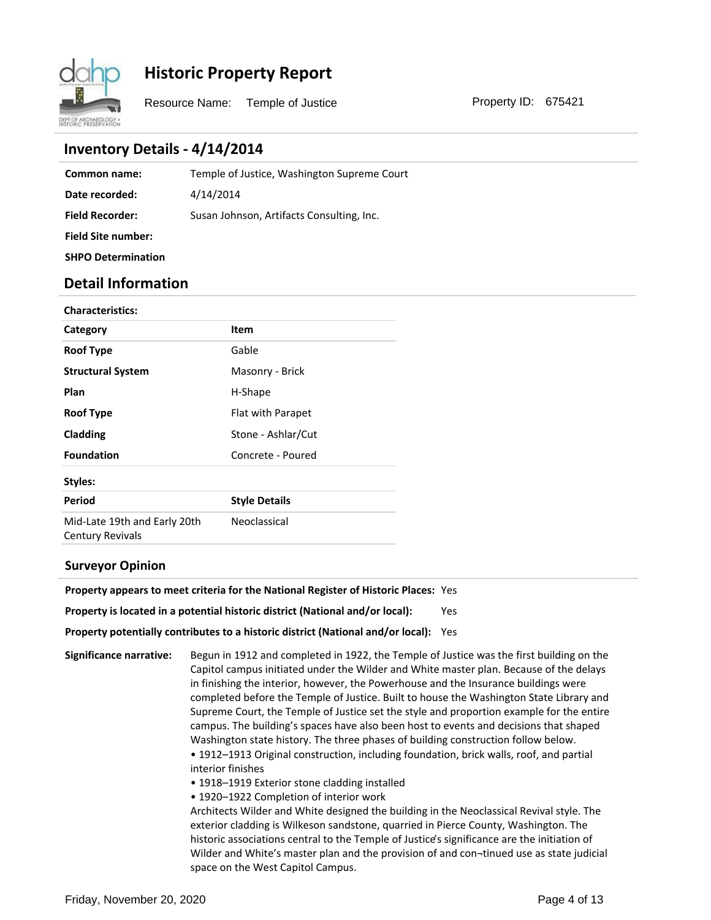# Historic Property Report

Resource Name: Temple of Justice

Property ID: 675421

## Inventory Details - 4/14/2014

**Common name:** Temple of Justice, Washington Supreme Court

**Date recorded:** 4/14/2014

**Field Recorder:** Susan Johnson, Artifacts Consulting, Inc.

**Field Site number:**

**SHPO Determination**

## Detail Information

**Characteristics:**

| Category | Item |
|---|---|
| Roof Type | Gable |
| Structural System | Masonry - Brick |
| Plan | H-Shape |
| Roof Type | Flat with Parapet |
| Cladding | Stone - Ashlar/Cut |
| Foundation | Concrete - Poured |

**Styles:**

| Period | Style Details |
|---|---|
| Mid-Late 19th and Early 20th Century Revivals | Neoclassical |

### Surveyor Opinion

**Property appears to meet criteria for the National Register of Historic Places:** Yes

**Property is located in a potential historic district (National and/or local):** Yes

**Property potentially contributes to a historic district (National and/or local):** Yes

**Significance narrative:** Begun in 1912 and completed in 1922, the Temple of Justice was the first building on the Capitol campus initiated under the Wilder and White master plan. Because of the delays in finishing the interior, however, the Powerhouse and the Insurance buildings were completed before the Temple of Justice. Built to house the Washington State Library and Supreme Court, the Temple of Justice set the style and proportion example for the entire campus. The building's spaces have also been host to events and decisions that shaped Washington state history. The three phases of building construction follow below.

- 1912–1913 Original construction, including foundation, brick walls, roof, and partial interior finishes
- 1918–1919 Exterior stone cladding installed
- 1920–1922 Completion of interior work

Architects Wilder and White designed the building in the Neoclassical Revival style. The exterior cladding is Wilkeson sandstone, quarried in Pierce County, Washington. The historic associations central to the Temple of Justice's significance are the initiation of Wilder and White's master plan and the provision of and con¬tinued use as state judicial space on the West Capitol Campus.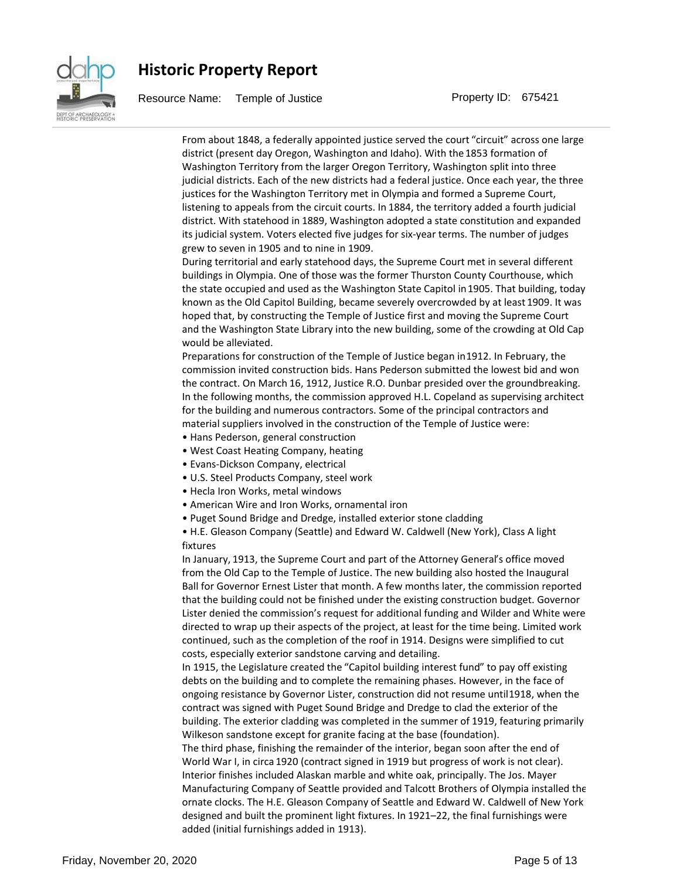From about 1848, a federally appointed justice served the court "circuit" across one large district (present day Oregon, Washington and Idaho). With the 1853 formation of Washington Territory from the larger Oregon Territory, Washington split into three judicial districts. Each of the new districts had a federal justice. Once each year, the three justices for the Washington Territory met in Olympia and formed a Supreme Court, listening to appeals from the circuit courts. In 1884, the territory added a fourth judicial district. With statehood in 1889, Washington adopted a state constitution and expanded its judicial system. Voters elected five judges for six-year terms. The number of judges grew to seven in 1905 and to nine in 1909.

During territorial and early statehood days, the Supreme Court met in several different buildings in Olympia. One of those was the former Thurston County Courthouse, which the state occupied and used as the Washington State Capitol in 1905. That building, today known as the Old Capitol Building, became severely overcrowded by at least 1909. It was hoped that, by constructing the Temple of Justice first and moving the Supreme Court and the Washington State Library into the new building, some of the crowding at Old Cap would be alleviated.

Preparations for construction of the Temple of Justice began in 1912. In February, the commission invited construction bids. Hans Pederson submitted the lowest bid and won the contract. On March 16, 1912, Justice R.O. Dunbar presided over the groundbreaking. In the following months, the commission approved H.L. Copeland as supervising architect for the building and numerous contractors. Some of the principal contractors and material suppliers involved in the construction of the Temple of Justice were:

- Hans Pederson, general construction
- West Coast Heating Company, heating
- Evans-Dickson Company, electrical
- U.S. Steel Products Company, steel work
- Hecla Iron Works, metal windows
- American Wire and Iron Works, ornamental iron
- Puget Sound Bridge and Dredge, installed exterior stone cladding
- H.E. Gleason Company (Seattle) and Edward W. Caldwell (New York), Class A light fixtures

In January, 1913, the Supreme Court and part of the Attorney General's office moved from the Old Cap to the Temple of Justice. The new building also hosted the Inaugural Ball for Governor Ernest Lister that month. A few months later, the commission reported that the building could not be finished under the existing construction budget. Governor Lister denied the commission's request for additional funding and Wilder and White were directed to wrap up their aspects of the project, at least for the time being. Limited work continued, such as the completion of the roof in 1914. Designs were simplified to cut costs, especially exterior sandstone carving and detailing.

In 1915, the Legislature created the "Capitol building interest fund" to pay off existing debts on the building and to complete the remaining phases. However, in the face of ongoing resistance by Governor Lister, construction did not resume until 1918, when the contract was signed with Puget Sound Bridge and Dredge to clad the exterior of the building. The exterior cladding was completed in the summer of 1919, featuring primarily Wilkeson sandstone except for granite facing at the base (foundation).

The third phase, finishing the remainder of the interior, began soon after the end of World War I, in circa 1920 (contract signed in 1919 but progress of work is not clear). Interior finishes included Alaskan marble and white oak, principally. The Jos. Mayer Manufacturing Company of Seattle provided and Talcott Brothers of Olympia installed the ornate clocks. The H.E. Gleason Company of Seattle and Edward W. Caldwell of New York designed and built the prominent light fixtures. In 1921–22, the final furnishings were added (initial furnishings added in 1913).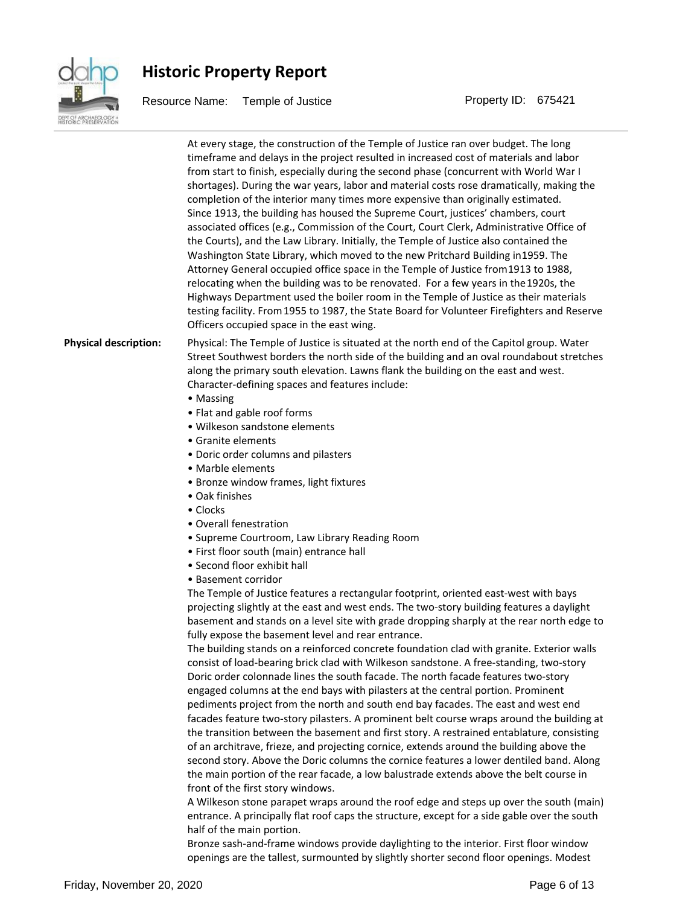At every stage, the construction of the Temple of Justice ran over budget. The long timeframe and delays in the project resulted in increased cost of materials and labor from start to finish, especially during the second phase (concurrent with World War I shortages). During the war years, labor and material costs rose dramatically, making the completion of the interior many times more expensive than originally estimated.
Since 1913, the building has housed the Supreme Court, justices' chambers, court associated offices (e.g., Commission of the Court, Court Clerk, Administrative Office of the Courts), and the Law Library. Initially, the Temple of Justice also contained the Washington State Library, which moved to the new Pritchard Building in1959. The Attorney General occupied office space in the Temple of Justice from1913 to 1988, relocating when the building was to be renovated. For a few years in the1920s, the Highways Department used the boiler room in the Temple of Justice as their materials testing facility. From1955 to 1987, the State Board for Volunteer Firefighters and Reserve Officers occupied space in the east wing.

**Physical description:** Physical: The Temple of Justice is situated at the north end of the Capitol group. Water Street Southwest borders the north side of the building and an oval roundabout stretches along the primary south elevation. Lawns flank the building on the east and west.
Character-defining spaces and features include:

- Massing
- Flat and gable roof forms
- Wilkeson sandstone elements
- Granite elements
- Doric order columns and pilasters
- Marble elements
- Bronze window frames, light fixtures
- Oak finishes
- Clocks
- Overall fenestration
- Supreme Courtroom, Law Library Reading Room
- First floor south (main) entrance hall
- Second floor exhibit hall
- Basement corridor

The Temple of Justice features a rectangular footprint, oriented east-west with bays projecting slightly at the east and west ends. The two-story building features a daylight basement and stands on a level site with grade dropping sharply at the rear north edge to fully expose the basement level and rear entrance.
The building stands on a reinforced concrete foundation clad with granite. Exterior walls consist of load-bearing brick clad with Wilkeson sandstone. A free-standing, two-story Doric order colonnade lines the south facade. The north facade features two-story engaged columns at the end bays with pilasters at the central portion. Prominent pediments project from the north and south end bay facades. The east and west end facades feature two-story pilasters. A prominent belt course wraps around the building at the transition between the basement and first story. A restrained entablature, consisting of an architrave, frieze, and projecting cornice, extends around the building above the second story. Above the Doric columns the cornice features a lower dentiled band. Along the main portion of the rear facade, a low balustrade extends above the belt course in front of the first story windows.
A Wilkeson stone parapet wraps around the roof edge and steps up over the south (main) entrance. A principally flat roof caps the structure, except for a side gable over the south half of the main portion.
Bronze sash-and-frame windows provide daylighting to the interior. First floor window openings are the tallest, surmounted by slightly shorter second floor openings. Modest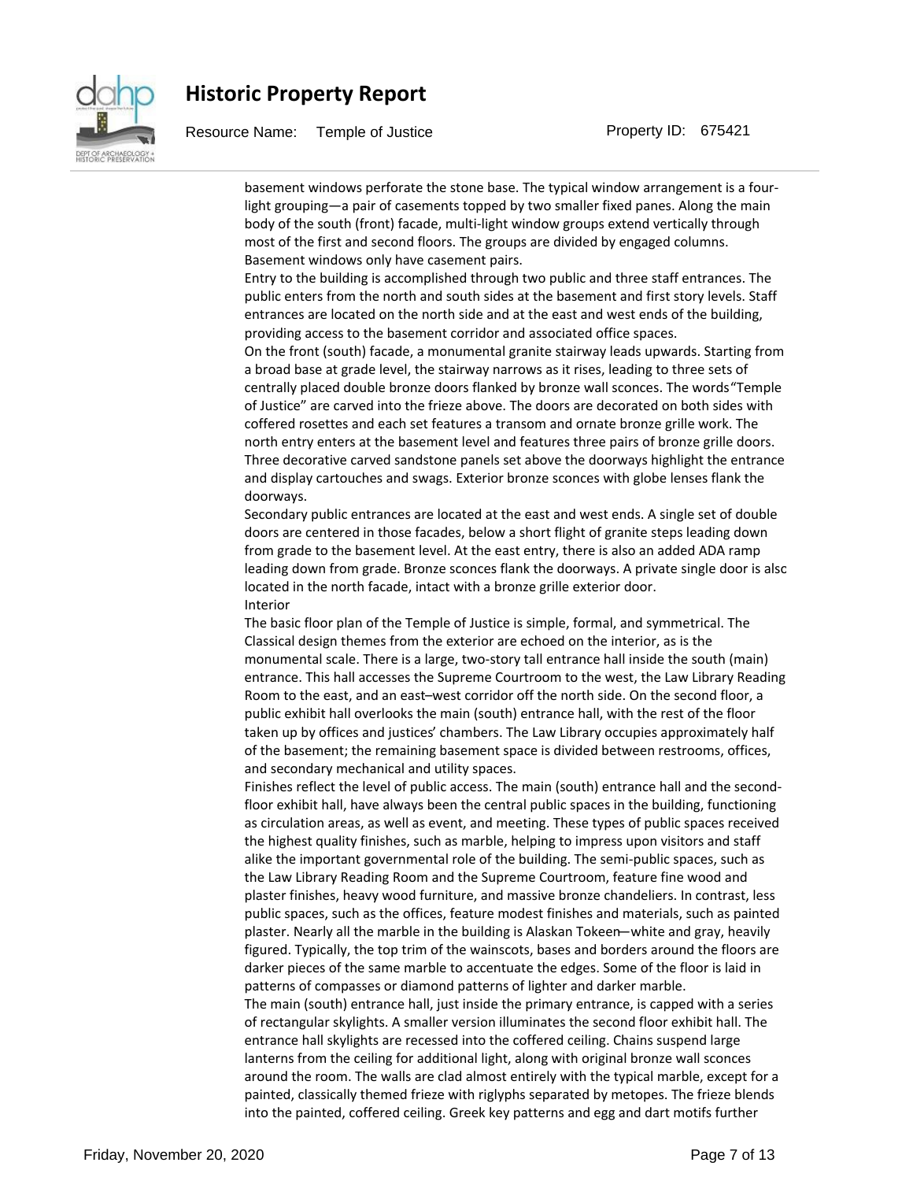basement windows perforate the stone base. The typical window arrangement is a four-light grouping—a pair of casements topped by two smaller fixed panes. Along the main body of the south (front) facade, multi-light window groups extend vertically through most of the first and second floors. The groups are divided by engaged columns. Basement windows only have casement pairs.

Entry to the building is accomplished through two public and three staff entrances. The public enters from the north and south sides at the basement and first story levels. Staff entrances are located on the north side and at the east and west ends of the building, providing access to the basement corridor and associated office spaces.

On the front (south) facade, a monumental granite stairway leads upwards. Starting from a broad base at grade level, the stairway narrows as it rises, leading to three sets of centrally placed double bronze doors flanked by bronze wall sconces. The words "Temple of Justice" are carved into the frieze above. The doors are decorated on both sides with coffered rosettes and each set features a transom and ornate bronze grille work. The north entry enters at the basement level and features three pairs of bronze grille doors. Three decorative carved sandstone panels set above the doorways highlight the entrance and display cartouches and swags. Exterior bronze sconces with globe lenses flank the doorways.

Secondary public entrances are located at the east and west ends. A single set of double doors are centered in those facades, below a short flight of granite steps leading down from grade to the basement level. At the east entry, there is also an added ADA ramp leading down from grade. Bronze sconces flank the doorways. A private single door is also located in the north facade, intact with a bronze grille exterior door.

Interior

The basic floor plan of the Temple of Justice is simple, formal, and symmetrical. The Classical design themes from the exterior are echoed on the interior, as is the monumental scale. There is a large, two-story tall entrance hall inside the south (main) entrance. This hall accesses the Supreme Courtroom to the west, the Law Library Reading Room to the east, and an east–west corridor off the north side. On the second floor, a public exhibit hall overlooks the main (south) entrance hall, with the rest of the floor taken up by offices and justices' chambers. The Law Library occupies approximately half of the basement; the remaining basement space is divided between restrooms, offices, and secondary mechanical and utility spaces.

Finishes reflect the level of public access. The main (south) entrance hall and the second-floor exhibit hall, have always been the central public spaces in the building, functioning as circulation areas, as well as event, and meeting. These types of public spaces received the highest quality finishes, such as marble, helping to impress upon visitors and staff alike the important governmental role of the building. The semi-public spaces, such as the Law Library Reading Room and the Supreme Courtroom, feature fine wood and plaster finishes, heavy wood furniture, and massive bronze chandeliers. In contrast, less public spaces, such as the offices, feature modest finishes and materials, such as painted plaster. Nearly all the marble in the building is Alaskan Tokeen—white and gray, heavily figured. Typically, the top trim of the wainscots, bases and borders around the floors are darker pieces of the same marble to accentuate the edges. Some of the floor is laid in patterns of compasses or diamond patterns of lighter and darker marble.

The main (south) entrance hall, just inside the primary entrance, is capped with a series of rectangular skylights. A smaller version illuminates the second floor exhibit hall. The entrance hall skylights are recessed into the coffered ceiling. Chains suspend large lanterns from the ceiling for additional light, along with original bronze wall sconces around the room. The walls are clad almost entirely with the typical marble, except for a painted, classically themed frieze with riglyphs separated by metopes. The frieze blends into the painted, coffered ceiling. Greek key patterns and egg and dart motifs further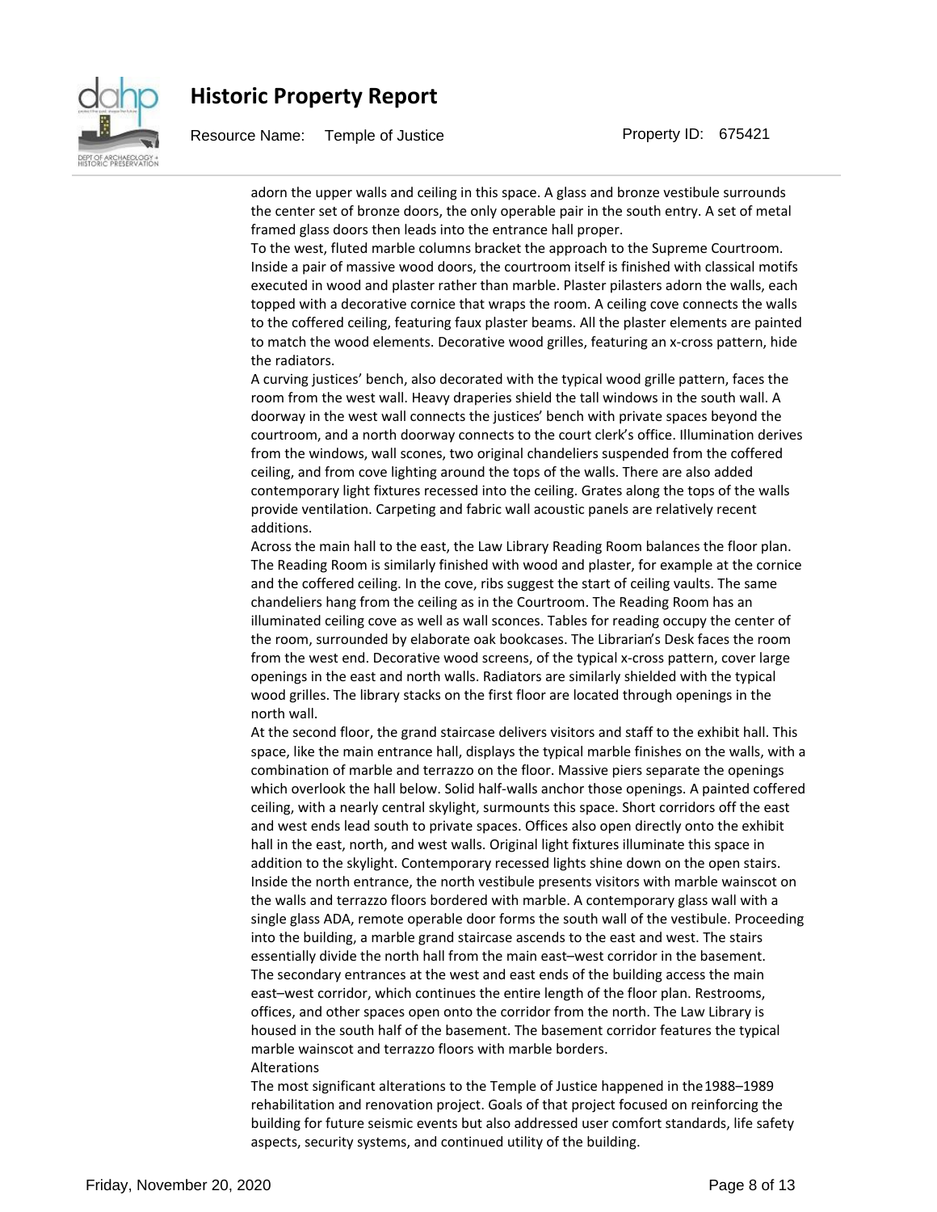adorn the upper walls and ceiling in this space. A glass and bronze vestibule surrounds the center set of bronze doors, the only operable pair in the south entry. A set of metal framed glass doors then leads into the entrance hall proper.

To the west, fluted marble columns bracket the approach to the Supreme Courtroom. Inside a pair of massive wood doors, the courtroom itself is finished with classical motifs executed in wood and plaster rather than marble. Plaster pilasters adorn the walls, each topped with a decorative cornice that wraps the room. A ceiling cove connects the walls to the coffered ceiling, featuring faux plaster beams. All the plaster elements are painted to match the wood elements. Decorative wood grilles, featuring an x-cross pattern, hide the radiators.

A curving justices' bench, also decorated with the typical wood grille pattern, faces the room from the west wall. Heavy draperies shield the tall windows in the south wall. A doorway in the west wall connects the justices' bench with private spaces beyond the courtroom, and a north doorway connects to the court clerk's office. Illumination derives from the windows, wall scones, two original chandeliers suspended from the coffered ceiling, and from cove lighting around the tops of the walls. There are also added contemporary light fixtures recessed into the ceiling. Grates along the tops of the walls provide ventilation. Carpeting and fabric wall acoustic panels are relatively recent additions.

Across the main hall to the east, the Law Library Reading Room balances the floor plan. The Reading Room is similarly finished with wood and plaster, for example at the cornice and the coffered ceiling. In the cove, ribs suggest the start of ceiling vaults. The same chandeliers hang from the ceiling as in the Courtroom. The Reading Room has an illuminated ceiling cove as well as wall sconces. Tables for reading occupy the center of the room, surrounded by elaborate oak bookcases. The Librarian's Desk faces the room from the west end. Decorative wood screens, of the typical x-cross pattern, cover large openings in the east and north walls. Radiators are similarly shielded with the typical wood grilles. The library stacks on the first floor are located through openings in the north wall.

At the second floor, the grand staircase delivers visitors and staff to the exhibit hall. This space, like the main entrance hall, displays the typical marble finishes on the walls, with a combination of marble and terrazzo on the floor. Massive piers separate the openings which overlook the hall below. Solid half-walls anchor those openings. A painted coffered ceiling, with a nearly central skylight, surmounts this space. Short corridors off the east and west ends lead south to private spaces. Offices also open directly onto the exhibit hall in the east, north, and west walls. Original light fixtures illuminate this space in addition to the skylight. Contemporary recessed lights shine down on the open stairs.

Inside the north entrance, the north vestibule presents visitors with marble wainscot on the walls and terrazzo floors bordered with marble. A contemporary glass wall with a single glass ADA, remote operable door forms the south wall of the vestibule. Proceeding into the building, a marble grand staircase ascends to the east and west. The stairs essentially divide the north hall from the main east–west corridor in the basement.

The secondary entrances at the west and east ends of the building access the main east–west corridor, which continues the entire length of the floor plan. Restrooms, offices, and other spaces open onto the corridor from the north. The Law Library is housed in the south half of the basement. The basement corridor features the typical marble wainscot and terrazzo floors with marble borders.

Alterations

The most significant alterations to the Temple of Justice happened in the 1988–1989 rehabilitation and renovation project. Goals of that project focused on reinforcing the building for future seismic events but also addressed user comfort standards, life safety aspects, security systems, and continued utility of the building.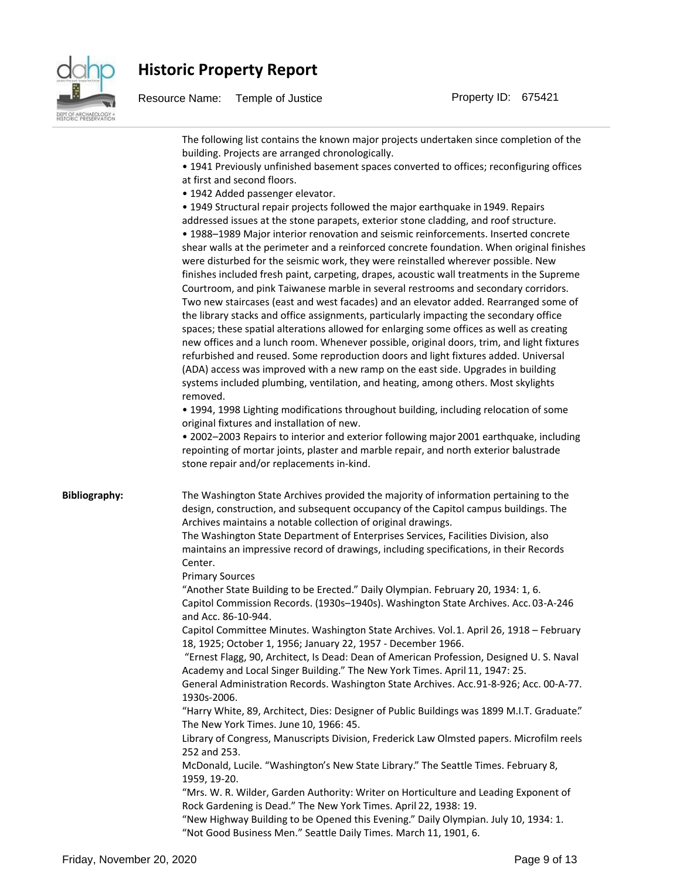The following list contains the known major projects undertaken since completion of the building. Projects are arranged chronologically.

- 1941 Previously unfinished basement spaces converted to offices; reconfiguring offices at first and second floors.
- 1942 Added passenger elevator.
- 1949 Structural repair projects followed the major earthquake in 1949. Repairs addressed issues at the stone parapets, exterior stone cladding, and roof structure.
- 1988–1989 Major interior renovation and seismic reinforcements. Inserted concrete shear walls at the perimeter and a reinforced concrete foundation. When original finishes were disturbed for the seismic work, they were reinstalled wherever possible. New finishes included fresh paint, carpeting, drapes, acoustic wall treatments in the Supreme Courtroom, and pink Taiwanese marble in several restrooms and secondary corridors. Two new staircases (east and west facades) and an elevator added. Rearranged some of the library stacks and office assignments, particularly impacting the secondary office spaces; these spatial alterations allowed for enlarging some offices as well as creating new offices and a lunch room. Whenever possible, original doors, trim, and light fixtures refurbished and reused. Some reproduction doors and light fixtures added. Universal (ADA) access was improved with a new ramp on the east side. Upgrades in building systems included plumbing, ventilation, and heating, among others. Most skylights removed.
- 1994, 1998 Lighting modifications throughout building, including relocation of some original fixtures and installation of new.
- 2002–2003 Repairs to interior and exterior following major 2001 earthquake, including repointing of mortar joints, plaster and marble repair, and north exterior balustrade stone repair and/or replacements in-kind.

**Bibliography:**

The Washington State Archives provided the majority of information pertaining to the design, construction, and subsequent occupancy of the Capitol campus buildings. The Archives maintains a notable collection of original drawings.

The Washington State Department of Enterprises Services, Facilities Division, also maintains an impressive record of drawings, including specifications, in their Records Center.

Primary Sources

"Another State Building to be Erected." Daily Olympian. February 20, 1934: 1, 6.

Capitol Commission Records. (1930s–1940s). Washington State Archives. Acc. 03-A-246 and Acc. 86-10-944.

Capitol Committee Minutes. Washington State Archives. Vol.1. April 26, 1918 – February 18, 1925; October 1, 1956; January 22, 1957 - December 1966.

"Ernest Flagg, 90, Architect, Is Dead: Dean of American Profession, Designed U. S. Naval Academy and Local Singer Building." The New York Times. April 11, 1947: 25.

General Administration Records. Washington State Archives. Acc.91-8-926; Acc. 00-A-77. 1930s-2006.

"Harry White, 89, Architect, Dies: Designer of Public Buildings was 1899 M.I.T. Graduate." The New York Times. June 10, 1966: 45.

Library of Congress, Manuscripts Division, Frederick Law Olmsted papers. Microfilm reels 252 and 253.

McDonald, Lucile. "Washington's New State Library." The Seattle Times. February 8, 1959, 19-20.

"Mrs. W. R. Wilder, Garden Authority: Writer on Horticulture and Leading Exponent of Rock Gardening is Dead." The New York Times. April 22, 1938: 19.

"New Highway Building to be Opened this Evening." Daily Olympian. July 10, 1934: 1.

"Not Good Business Men." Seattle Daily Times. March 11, 1901, 6.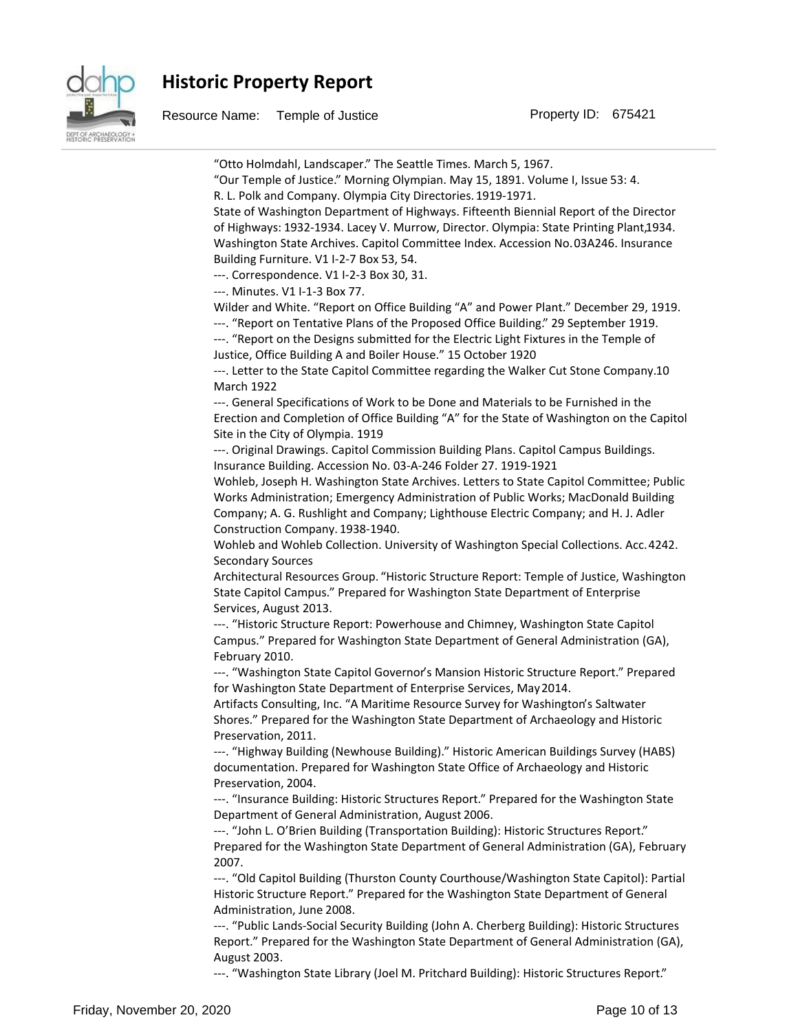"Otto Holmdahl, Landscaper." The Seattle Times. March 5, 1967.
"Our Temple of Justice." Morning Olympian. May 15, 1891. Volume I, Issue 53: 4.
R. L. Polk and Company. Olympia City Directories. 1919-1971.
State of Washington Department of Highways. Fifteenth Biennial Report of the Director of Highways: 1932-1934. Lacey V. Murrow, Director. Olympia: State Printing Plant,1934.
Washington State Archives. Capitol Committee Index. Accession No. 03A246. Insurance Building Furniture. V1 I-2-7 Box 53, 54.
---. Correspondence. V1 I-2-3 Box 30, 31.
---. Minutes. V1 I-1-3 Box 77.
Wilder and White. "Report on Office Building "A" and Power Plant." December 29, 1919.
---. "Report on Tentative Plans of the Proposed Office Building." 29 September 1919.
---. "Report on the Designs submitted for the Electric Light Fixtures in the Temple of Justice, Office Building A and Boiler House." 15 October 1920
---. Letter to the State Capitol Committee regarding the Walker Cut Stone Company.10 March 1922
---. General Specifications of Work to be Done and Materials to be Furnished in the Erection and Completion of Office Building "A" for the State of Washington on the Capitol Site in the City of Olympia. 1919
---. Original Drawings. Capitol Commission Building Plans. Capitol Campus Buildings. Insurance Building. Accession No. 03-A-246 Folder 27. 1919-1921
Wohleb, Joseph H. Washington State Archives. Letters to State Capitol Committee; Public Works Administration; Emergency Administration of Public Works; MacDonald Building Company; A. G. Rushlight and Company; Lighthouse Electric Company; and H. J. Adler Construction Company. 1938-1940.
Wohleb and Wohleb Collection. University of Washington Special Collections. Acc. 4242.
Secondary Sources
Architectural Resources Group. "Historic Structure Report: Temple of Justice, Washington State Capitol Campus." Prepared for Washington State Department of Enterprise Services, August 2013.
---. "Historic Structure Report: Powerhouse and Chimney, Washington State Capitol Campus." Prepared for Washington State Department of General Administration (GA), February 2010.
---. "Washington State Capitol Governor's Mansion Historic Structure Report." Prepared for Washington State Department of Enterprise Services, May 2014.
Artifacts Consulting, Inc. "A Maritime Resource Survey for Washington's Saltwater Shores." Prepared for the Washington State Department of Archaeology and Historic Preservation, 2011.
---. "Highway Building (Newhouse Building)." Historic American Buildings Survey (HABS) documentation. Prepared for Washington State Office of Archaeology and Historic Preservation, 2004.
---. "Insurance Building: Historic Structures Report." Prepared for the Washington State Department of General Administration, August 2006.
---. "John L. O'Brien Building (Transportation Building): Historic Structures Report." Prepared for the Washington State Department of General Administration (GA), February 2007.
---. "Old Capitol Building (Thurston County Courthouse/Washington State Capitol): Partial Historic Structure Report." Prepared for the Washington State Department of General Administration, June 2008.
---. "Public Lands-Social Security Building (John A. Cherberg Building): Historic Structures Report." Prepared for the Washington State Department of General Administration (GA), August 2003.
---. "Washington State Library (Joel M. Pritchard Building): Historic Structures Report."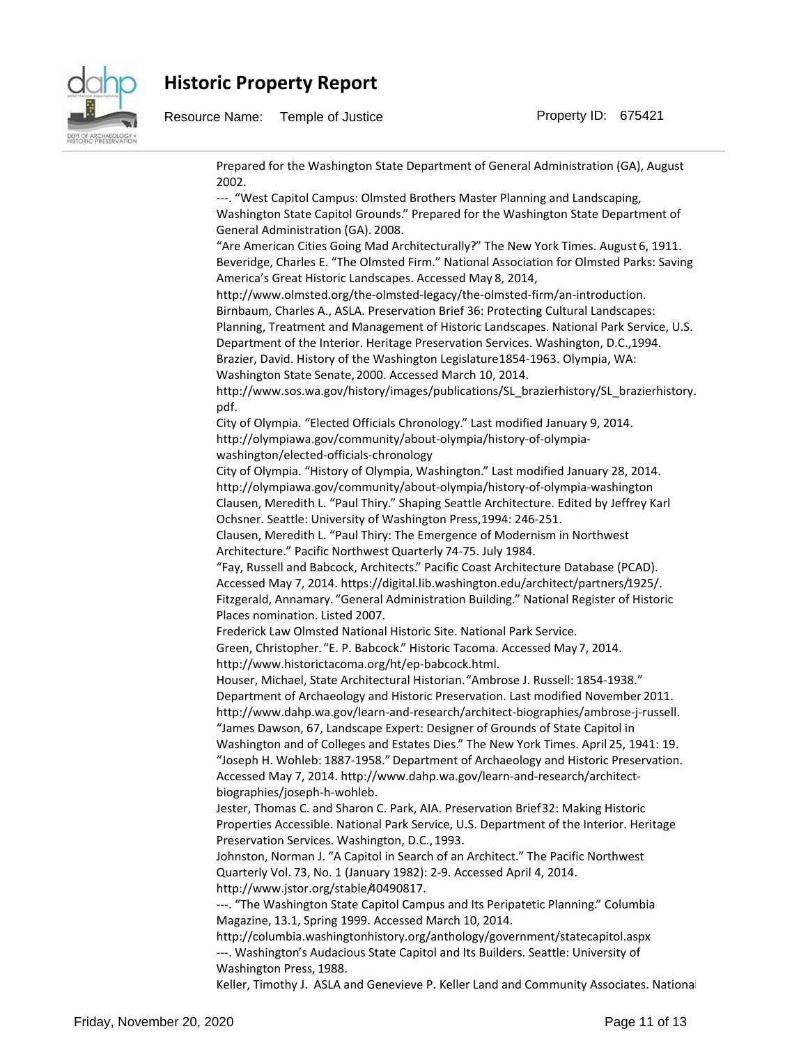Prepared for the Washington State Department of General Administration (GA), August 2002.

---. "West Capitol Campus: Olmsted Brothers Master Planning and Landscaping, Washington State Capitol Grounds." Prepared for the Washington State Department of General Administration (GA). 2008.

"Are American Cities Going Mad Architecturally?" The New York Times. August 6, 1911.

Beveridge, Charles E. "The Olmsted Firm." National Association for Olmsted Parks: Saving America's Great Historic Landscapes. Accessed May 8, 2014, http://www.olmsted.org/the-olmsted-legacy/the-olmsted-firm/an-introduction.

Birnbaum, Charles A., ASLA. Preservation Brief 36: Protecting Cultural Landscapes: Planning, Treatment and Management of Historic Landscapes. National Park Service, U.S. Department of the Interior. Heritage Preservation Services. Washington, D.C.,1994.

Brazier, David. History of the Washington Legislature1854-1963. Olympia, WA: Washington State Senate, 2000. Accessed March 10, 2014. http://www.sos.wa.gov/history/images/publications/SL_brazierhistory/SL_brazierhistory.pdf.

City of Olympia. "Elected Officials Chronology." Last modified January 9, 2014. http://olympiawa.gov/community/about-olympia/history-of-olympia-washington/elected-officials-chronology

City of Olympia. "History of Olympia, Washington." Last modified January 28, 2014. http://olympiawa.gov/community/about-olympia/history-of-olympia-washington

Clausen, Meredith L. "Paul Thiry." Shaping Seattle Architecture. Edited by Jeffrey Karl Ochsner. Seattle: University of Washington Press,1994: 246-251.

Clausen, Meredith L. "Paul Thiry: The Emergence of Modernism in Northwest Architecture." Pacific Northwest Quarterly 74-75. July 1984.

"Fay, Russell and Babcock, Architects." Pacific Coast Architecture Database (PCAD). Accessed May 7, 2014. https://digital.lib.washington.edu/architect/partners/1925/.

Fitzgerald, Annamary. "General Administration Building." National Register of Historic Places nomination. Listed 2007.

Frederick Law Olmsted National Historic Site. National Park Service.

Green, Christopher. "E. P. Babcock." Historic Tacoma. Accessed May 7, 2014. http://www.historictacoma.org/ht/ep-babcock.html.

Houser, Michael, State Architectural Historian. "Ambrose J. Russell: 1854-1938." Department of Archaeology and Historic Preservation. Last modified November 2011. http://www.dahp.wa.gov/learn-and-research/architect-biographies/ambrose-j-russell.

"James Dawson, 67, Landscape Expert: Designer of Grounds of State Capitol in Washington and of Colleges and Estates Dies." The New York Times. April 25, 1941: 19.

"Joseph H. Wohleb: 1887-1958." Department of Archaeology and Historic Preservation. Accessed May 7, 2014. http://www.dahp.wa.gov/learn-and-research/architect-biographies/joseph-h-wohleb.

Jester, Thomas C. and Sharon C. Park, AIA. Preservation Brief 32: Making Historic Properties Accessible. National Park Service, U.S. Department of the Interior. Heritage Preservation Services. Washington, D.C., 1993.

Johnston, Norman J. "A Capitol in Search of an Architect." The Pacific Northwest Quarterly Vol. 73, No. 1 (January 1982): 2-9. Accessed April 4, 2014. http://www.jstor.org/stable/40490817.

---. "The Washington State Capitol Campus and Its Peripatetic Planning." Columbia Magazine, 13.1, Spring 1999. Accessed March 10, 2014. http://columbia.washingtonhistory.org/anthology/government/statecapitol.aspx

---. Washington's Audacious State Capitol and Its Builders. Seattle: University of Washington Press, 1988.

Keller, Timothy J. ASLA and Genevieve P. Keller Land and Community Associates. National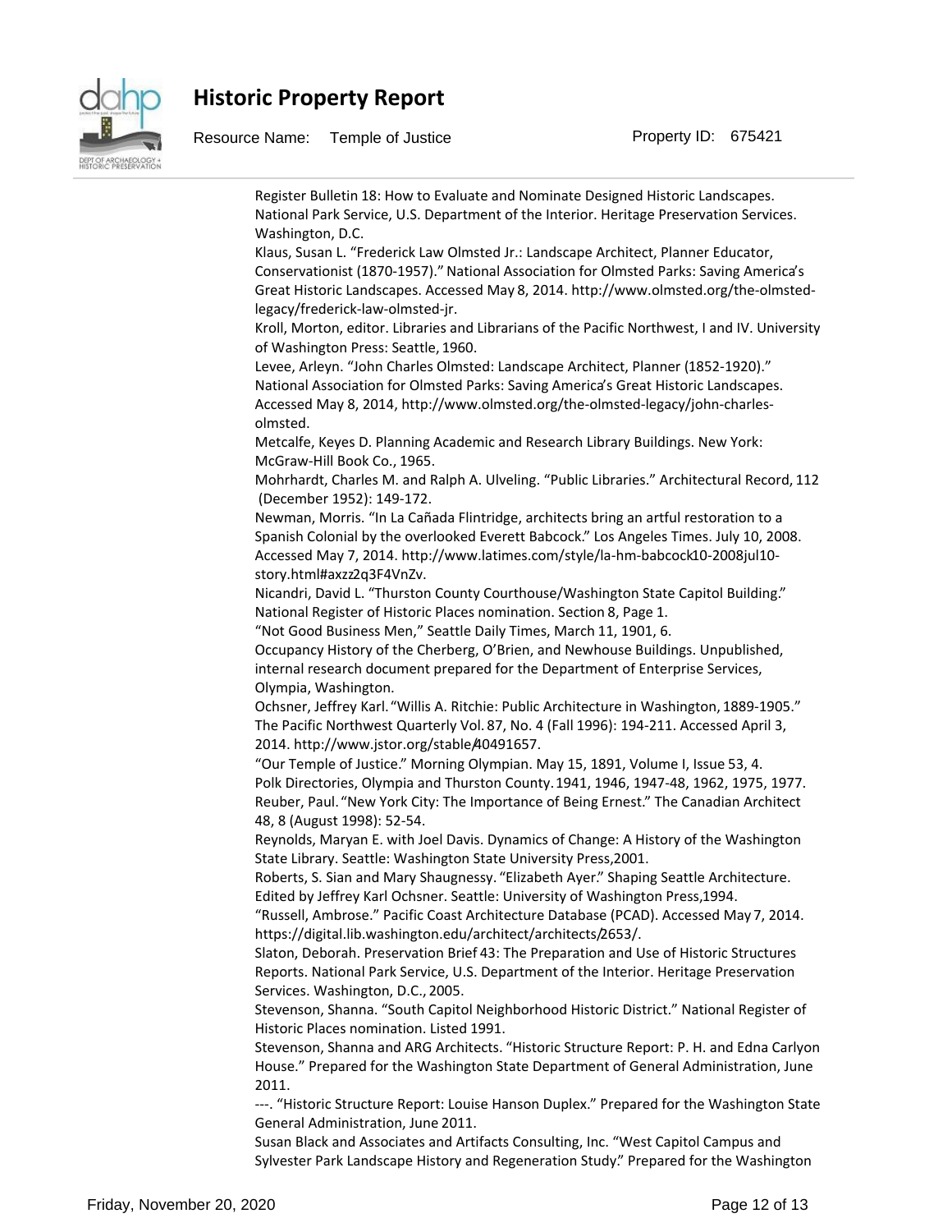Register Bulletin 18: How to Evaluate and Nominate Designed Historic Landscapes. National Park Service, U.S. Department of the Interior. Heritage Preservation Services. Washington, D.C.

Klaus, Susan L. "Frederick Law Olmsted Jr.: Landscape Architect, Planner Educator, Conservationist (1870-1957)." National Association for Olmsted Parks: Saving America's Great Historic Landscapes. Accessed May 8, 2014. http://www.olmsted.org/the-olmsted-legacy/frederick-law-olmsted-jr.

Kroll, Morton, editor. Libraries and Librarians of the Pacific Northwest, I and IV. University of Washington Press: Seattle, 1960.

Levee, Arleyn. "John Charles Olmsted: Landscape Architect, Planner (1852-1920)." National Association for Olmsted Parks: Saving America's Great Historic Landscapes. Accessed May 8, 2014, http://www.olmsted.org/the-olmsted-legacy/john-charles-olmsted.

Metcalfe, Keyes D. Planning Academic and Research Library Buildings. New York: McGraw-Hill Book Co., 1965.

Mohrhardt, Charles M. and Ralph A. Ulveling. "Public Libraries." Architectural Record, 112 (December 1952): 149-172.

Newman, Morris. "In La Cañada Flintridge, architects bring an artful restoration to a Spanish Colonial by the overlooked Everett Babcock." Los Angeles Times. July 10, 2008. Accessed May 7, 2014. http://www.latimes.com/style/la-hm-babcock10-2008jul10-story.html#axzz2q3F4VnZv.

Nicandri, David L. "Thurston County Courthouse/Washington State Capitol Building." National Register of Historic Places nomination. Section 8, Page 1.

"Not Good Business Men," Seattle Daily Times, March 11, 1901, 6.

Occupancy History of the Cherberg, O'Brien, and Newhouse Buildings. Unpublished, internal research document prepared for the Department of Enterprise Services, Olympia, Washington.

Ochsner, Jeffrey Karl. "Willis A. Ritchie: Public Architecture in Washington, 1889-1905." The Pacific Northwest Quarterly Vol. 87, No. 4 (Fall 1996): 194-211. Accessed April 3, 2014. http://www.jstor.org/stable/40491657.

"Our Temple of Justice." Morning Olympian. May 15, 1891, Volume I, Issue 53, 4.

Polk Directories, Olympia and Thurston County. 1941, 1946, 1947-48, 1962, 1975, 1977.

Reuber, Paul. "New York City: The Importance of Being Ernest." The Canadian Architect 48, 8 (August 1998): 52-54.

Reynolds, Maryan E. with Joel Davis. Dynamics of Change: A History of the Washington State Library. Seattle: Washington State University Press, 2001.

Roberts, S. Sian and Mary Shaugnessy. "Elizabeth Ayer." Shaping Seattle Architecture. Edited by Jeffrey Karl Ochsner. Seattle: University of Washington Press, 1994.

"Russell, Ambrose." Pacific Coast Architecture Database (PCAD). Accessed May 7, 2014. https://digital.lib.washington.edu/architect/architects/2653/.

Slaton, Deborah. Preservation Brief 43: The Preparation and Use of Historic Structures Reports. National Park Service, U.S. Department of the Interior. Heritage Preservation Services. Washington, D.C., 2005.

Stevenson, Shanna. "South Capitol Neighborhood Historic District." National Register of Historic Places nomination. Listed 1991.

Stevenson, Shanna and ARG Architects. "Historic Structure Report: P. H. and Edna Carlyon House." Prepared for the Washington State Department of General Administration, June 2011.

---. "Historic Structure Report: Louise Hanson Duplex." Prepared for the Washington State General Administration, June 2011.

Susan Black and Associates and Artifacts Consulting, Inc. "West Capitol Campus and Sylvester Park Landscape History and Regeneration Study." Prepared for the Washington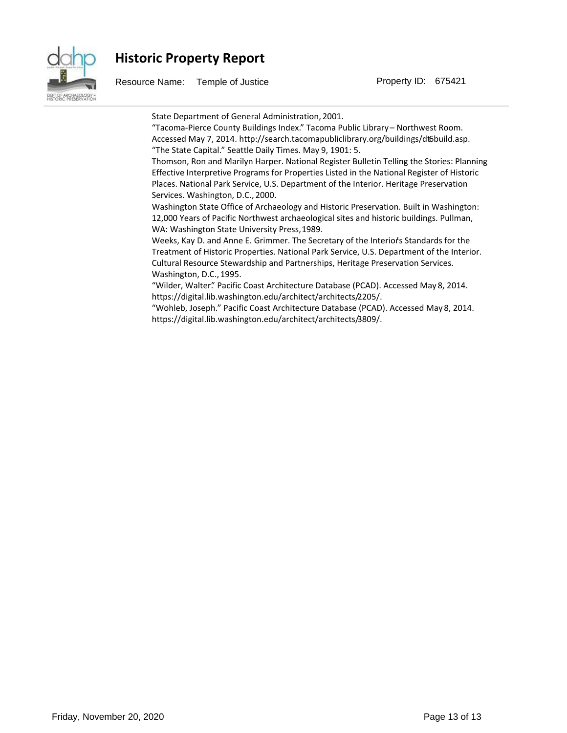State Department of General Administration, 2001.

"Tacoma-Pierce County Buildings Index." Tacoma Public Library – Northwest Room. Accessed May 7, 2014. http://search.tacomapubliclibrary.org/buildings/dt6build.asp.

"The State Capital." Seattle Daily Times. May 9, 1901: 5.

Thomson, Ron and Marilyn Harper. National Register Bulletin Telling the Stories: Planning Effective Interpretive Programs for Properties Listed in the National Register of Historic Places. National Park Service, U.S. Department of the Interior. Heritage Preservation Services. Washington, D.C., 2000.

Washington State Office of Archaeology and Historic Preservation. Built in Washington: 12,000 Years of Pacific Northwest archaeological sites and historic buildings. Pullman, WA: Washington State University Press, 1989.

Weeks, Kay D. and Anne E. Grimmer. The Secretary of the Interior's Standards for the Treatment of Historic Properties. National Park Service, U.S. Department of the Interior. Cultural Resource Stewardship and Partnerships, Heritage Preservation Services. Washington, D.C., 1995.

"Wilder, Walter." Pacific Coast Architecture Database (PCAD). Accessed May 8, 2014. https://digital.lib.washington.edu/architect/architects/2205/.

"Wohleb, Joseph." Pacific Coast Architecture Database (PCAD). Accessed May 8, 2014. https://digital.lib.washington.edu/architect/architects/3809/.